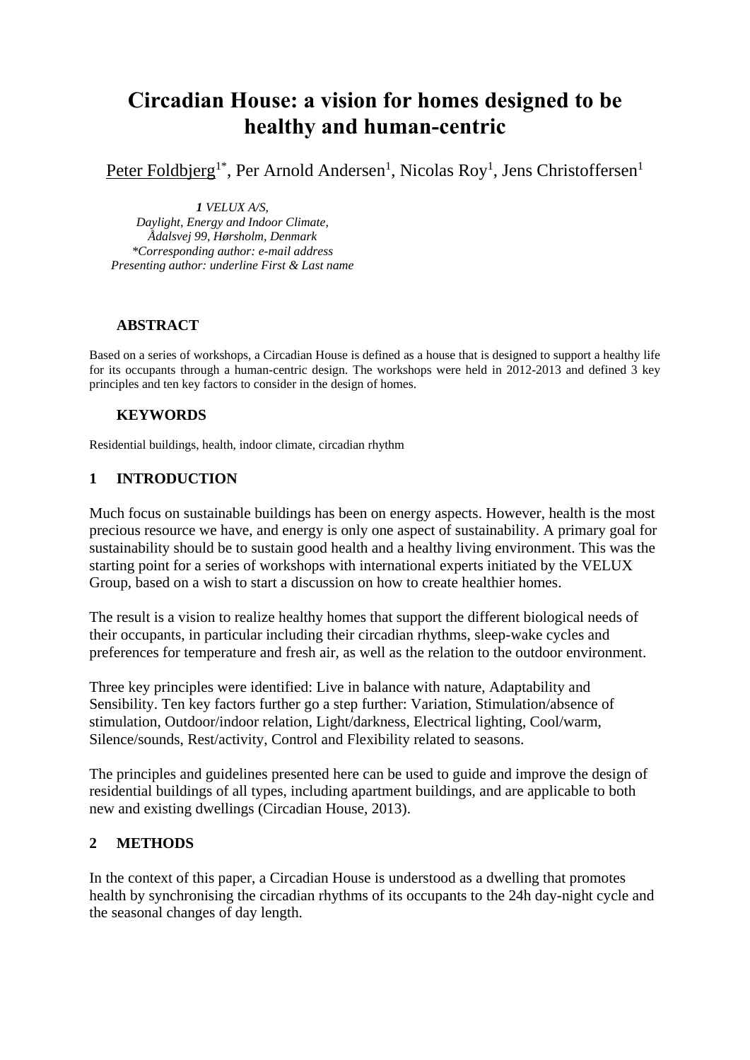# Circadian House: a vision for homes designed to be healthy and human-centric

Peter Foldbjerg[1*], Per Arnold Andersen[1], Nicolas Roy[1], Jens Christoffersen[1]

*1 VELUX A/S,*
*Daylight, Energy and Indoor Climate,*
*Ådalsvej 99, Hørsholm, Denmark*
*\*Corresponding author: e-mail address*
*Presenting author: underline First & Last name*

## ABSTRACT

Based on a series of workshops, a Circadian House is defined as a house that is designed to support a healthy life for its occupants through a human-centric design. The workshops were held in 2012-2013 and defined 3 key principles and ten key factors to consider in the design of homes.

## KEYWORDS

Residential buildings, health, indoor climate, circadian rhythm

## 1 INTRODUCTION

Much focus on sustainable buildings has been on energy aspects. However, health is the most precious resource we have, and energy is only one aspect of sustainability. A primary goal for sustainability should be to sustain good health and a healthy living environment. This was the starting point for a series of workshops with international experts initiated by the VELUX Group, based on a wish to start a discussion on how to create healthier homes.

The result is a vision to realize healthy homes that support the different biological needs of their occupants, in particular including their circadian rhythms, sleep-wake cycles and preferences for temperature and fresh air, as well as the relation to the outdoor environment.

Three key principles were identified: Live in balance with nature, Adaptability and Sensibility. Ten key factors further go a step further: Variation, Stimulation/absence of stimulation, Outdoor/indoor relation, Light/darkness, Electrical lighting, Cool/warm, Silence/sounds, Rest/activity, Control and Flexibility related to seasons.

The principles and guidelines presented here can be used to guide and improve the design of residential buildings of all types, including apartment buildings, and are applicable to both new and existing dwellings (Circadian House, 2013).

## 2 METHODS

In the context of this paper, a Circadian House is understood as a dwelling that promotes health by synchronising the circadian rhythms of its occupants to the 24h day-night cycle and the seasonal changes of day length.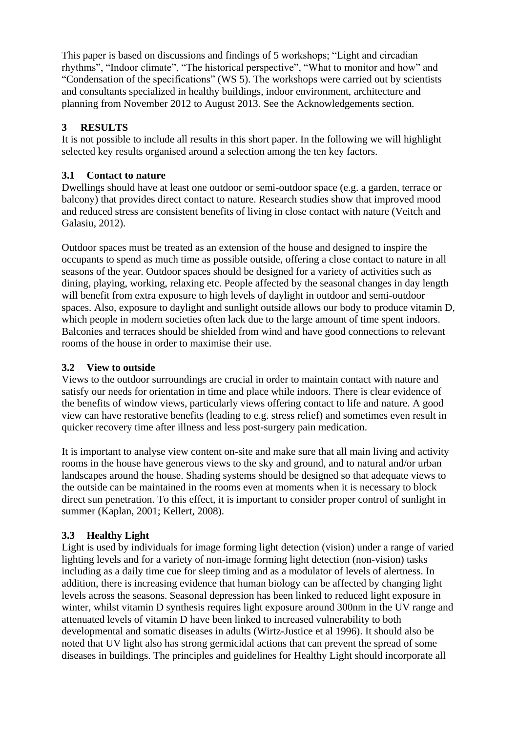This paper is based on discussions and findings of 5 workshops; “Light and circadian rhythms”, “Indoor climate”, “The historical perspective”, “What to monitor and how” and “Condensation of the specifications” (WS 5). The workshops were carried out by scientists and consultants specialized in healthy buildings, indoor environment, architecture and planning from November 2012 to August 2013. See the Acknowledgements section.

## 3 RESULTS

It is not possible to include all results in this short paper. In the following we will highlight selected key results organised around a selection among the ten key factors.

### 3.1 Contact to nature

Dwellings should have at least one outdoor or semi-outdoor space (e.g. a garden, terrace or balcony) that provides direct contact to nature. Research studies show that improved mood and reduced stress are consistent benefits of living in close contact with nature (Veitch and Galasiu, 2012).

Outdoor spaces must be treated as an extension of the house and designed to inspire the occupants to spend as much time as possible outside, offering a close contact to nature in all seasons of the year. Outdoor spaces should be designed for a variety of activities such as dining, playing, working, relaxing etc. People affected by the seasonal changes in day length will benefit from extra exposure to high levels of daylight in outdoor and semi-outdoor spaces. Also, exposure to daylight and sunlight outside allows our body to produce vitamin D, which people in modern societies often lack due to the large amount of time spent indoors. Balconies and terraces should be shielded from wind and have good connections to relevant rooms of the house in order to maximise their use.

### 3.2 View to outside

Views to the outdoor surroundings are crucial in order to maintain contact with nature and satisfy our needs for orientation in time and place while indoors. There is clear evidence of the benefits of window views, particularly views offering contact to life and nature. A good view can have restorative benefits (leading to e.g. stress relief) and sometimes even result in quicker recovery time after illness and less post-surgery pain medication.

It is important to analyse view content on-site and make sure that all main living and activity rooms in the house have generous views to the sky and ground, and to natural and/or urban landscapes around the house. Shading systems should be designed so that adequate views to the outside can be maintained in the rooms even at moments when it is necessary to block direct sun penetration. To this effect, it is important to consider proper control of sunlight in summer (Kaplan, 2001; Kellert, 2008).

### 3.3 Healthy Light

Light is used by individuals for image forming light detection (vision) under a range of varied lighting levels and for a variety of non-image forming light detection (non-vision) tasks including as a daily time cue for sleep timing and as a modulator of levels of alertness. In addition, there is increasing evidence that human biology can be affected by changing light levels across the seasons. Seasonal depression has been linked to reduced light exposure in winter, whilst vitamin D synthesis requires light exposure around 300nm in the UV range and attenuated levels of vitamin D have been linked to increased vulnerability to both developmental and somatic diseases in adults (Wirtz-Justice et al 1996). It should also be noted that UV light also has strong germicidal actions that can prevent the spread of some diseases in buildings. The principles and guidelines for Healthy Light should incorporate all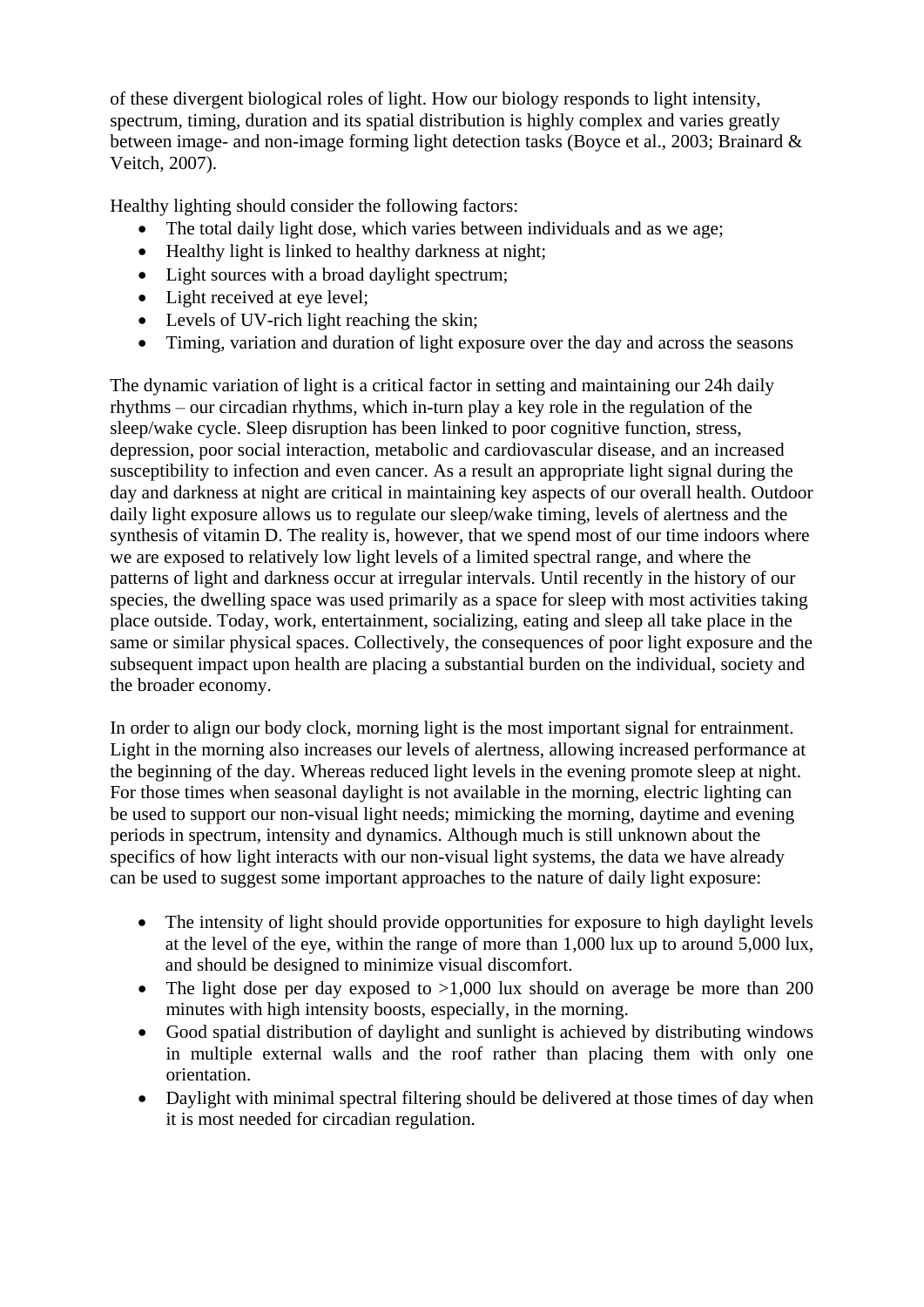of these divergent biological roles of light. How our biology responds to light intensity, spectrum, timing, duration and its spatial distribution is highly complex and varies greatly between image- and non-image forming light detection tasks (Boyce et al., 2003; Brainard & Veitch, 2007).

Healthy lighting should consider the following factors:

- The total daily light dose, which varies between individuals and as we age;
- Healthy light is linked to healthy darkness at night;
- Light sources with a broad daylight spectrum;
- Light received at eye level;
- Levels of UV-rich light reaching the skin;
- Timing, variation and duration of light exposure over the day and across the seasons

The dynamic variation of light is a critical factor in setting and maintaining our 24h daily rhythms – our circadian rhythms, which in-turn play a key role in the regulation of the sleep/wake cycle. Sleep disruption has been linked to poor cognitive function, stress, depression, poor social interaction, metabolic and cardiovascular disease, and an increased susceptibility to infection and even cancer. As a result an appropriate light signal during the day and darkness at night are critical in maintaining key aspects of our overall health. Outdoor daily light exposure allows us to regulate our sleep/wake timing, levels of alertness and the synthesis of vitamin D. The reality is, however, that we spend most of our time indoors where we are exposed to relatively low light levels of a limited spectral range, and where the patterns of light and darkness occur at irregular intervals. Until recently in the history of our species, the dwelling space was used primarily as a space for sleep with most activities taking place outside. Today, work, entertainment, socializing, eating and sleep all take place in the same or similar physical spaces. Collectively, the consequences of poor light exposure and the subsequent impact upon health are placing a substantial burden on the individual, society and the broader economy.

In order to align our body clock, morning light is the most important signal for entrainment. Light in the morning also increases our levels of alertness, allowing increased performance at the beginning of the day. Whereas reduced light levels in the evening promote sleep at night. For those times when seasonal daylight is not available in the morning, electric lighting can be used to support our non-visual light needs; mimicking the morning, daytime and evening periods in spectrum, intensity and dynamics. Although much is still unknown about the specifics of how light interacts with our non-visual light systems, the data we have already can be used to suggest some important approaches to the nature of daily light exposure:

- The intensity of light should provide opportunities for exposure to high daylight levels at the level of the eye, within the range of more than 1,000 lux up to around 5,000 lux, and should be designed to minimize visual discomfort.
- The light dose per day exposed to >1,000 lux should on average be more than 200 minutes with high intensity boosts, especially, in the morning.
- Good spatial distribution of daylight and sunlight is achieved by distributing windows in multiple external walls and the roof rather than placing them with only one orientation.
- Daylight with minimal spectral filtering should be delivered at those times of day when it is most needed for circadian regulation.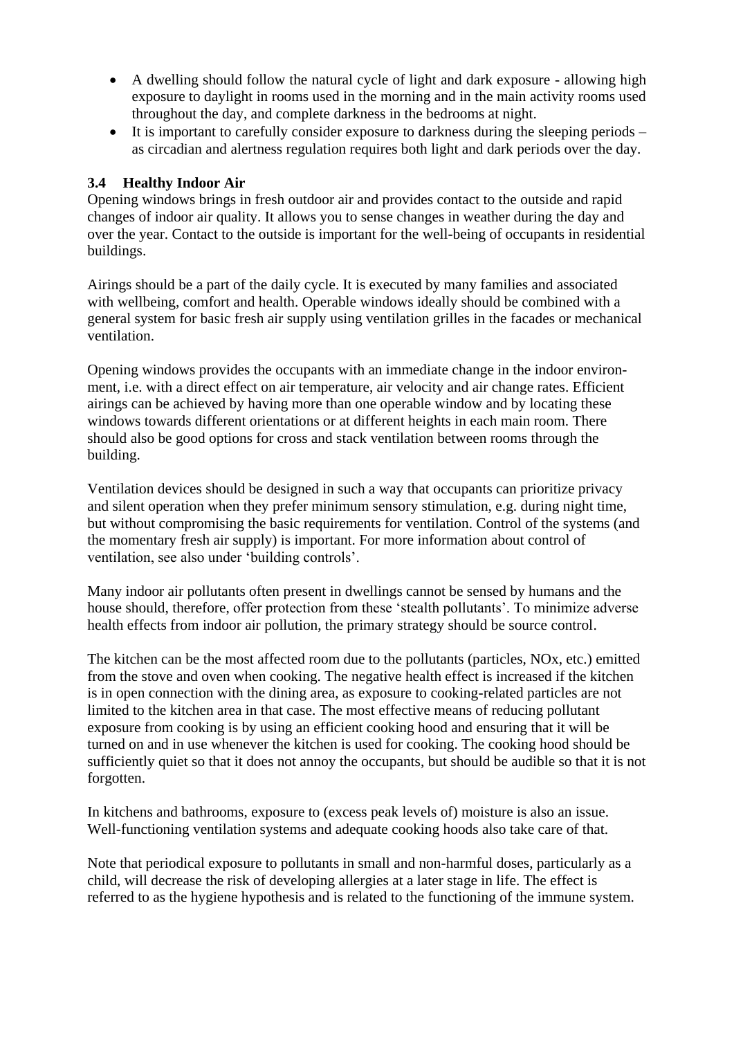- A dwelling should follow the natural cycle of light and dark exposure - allowing high exposure to daylight in rooms used in the morning and in the main activity rooms used throughout the day, and complete darkness in the bedrooms at night.
- It is important to carefully consider exposure to darkness during the sleeping periods – as circadian and alertness regulation requires both light and dark periods over the day.

### 3.4 Healthy Indoor Air

Opening windows brings in fresh outdoor air and provides contact to the outside and rapid changes of indoor air quality. It allows you to sense changes in weather during the day and over the year. Contact to the outside is important for the well-being of occupants in residential buildings.

Airings should be a part of the daily cycle. It is executed by many families and associated with wellbeing, comfort and health. Operable windows ideally should be combined with a general system for basic fresh air supply using ventilation grilles in the facades or mechanical ventilation.

Opening windows provides the occupants with an immediate change in the indoor environment, i.e. with a direct effect on air temperature, air velocity and air change rates. Efficient airings can be achieved by having more than one operable window and by locating these windows towards different orientations or at different heights in each main room. There should also be good options for cross and stack ventilation between rooms through the building.

Ventilation devices should be designed in such a way that occupants can prioritize privacy and silent operation when they prefer minimum sensory stimulation, e.g. during night time, but without compromising the basic requirements for ventilation. Control of the systems (and the momentary fresh air supply) is important. For more information about control of ventilation, see also under 'building controls'.

Many indoor air pollutants often present in dwellings cannot be sensed by humans and the house should, therefore, offer protection from these 'stealth pollutants'. To minimize adverse health effects from indoor air pollution, the primary strategy should be source control.

The kitchen can be the most affected room due to the pollutants (particles, NOx, etc.) emitted from the stove and oven when cooking. The negative health effect is increased if the kitchen is in open connection with the dining area, as exposure to cooking-related particles are not limited to the kitchen area in that case. The most effective means of reducing pollutant exposure from cooking is by using an efficient cooking hood and ensuring that it will be turned on and in use whenever the kitchen is used for cooking. The cooking hood should be sufficiently quiet so that it does not annoy the occupants, but should be audible so that it is not forgotten.

In kitchens and bathrooms, exposure to (excess peak levels of) moisture is also an issue. Well-functioning ventilation systems and adequate cooking hoods also take care of that.

Note that periodical exposure to pollutants in small and non-harmful doses, particularly as a child, will decrease the risk of developing allergies at a later stage in life. The effect is referred to as the hygiene hypothesis and is related to the functioning of the immune system.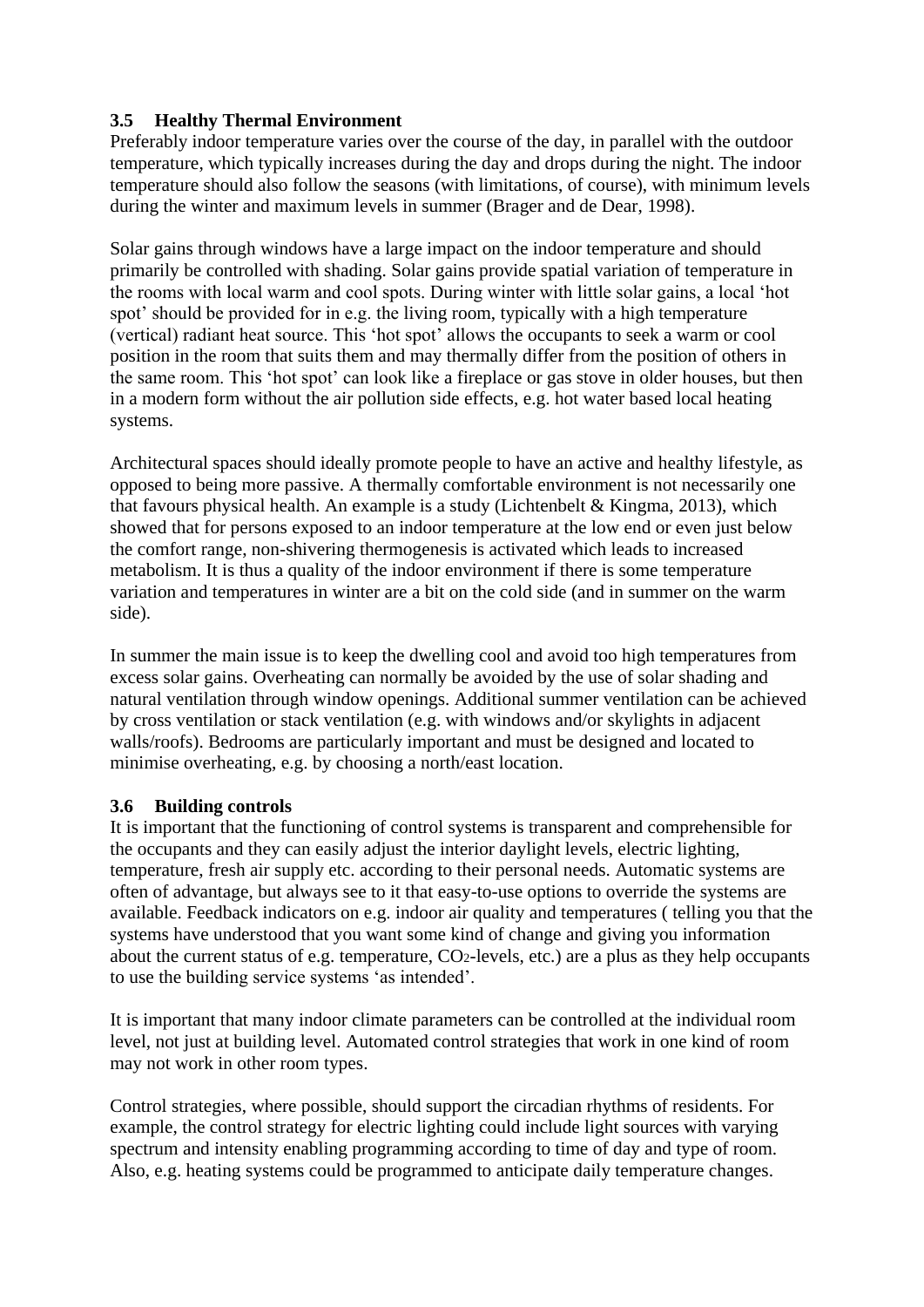### 3.5 Healthy Thermal Environment

Preferably indoor temperature varies over the course of the day, in parallel with the outdoor temperature, which typically increases during the day and drops during the night. The indoor temperature should also follow the seasons (with limitations, of course), with minimum levels during the winter and maximum levels in summer (Brager and de Dear, 1998).

Solar gains through windows have a large impact on the indoor temperature and should primarily be controlled with shading. Solar gains provide spatial variation of temperature in the rooms with local warm and cool spots. During winter with little solar gains, a local 'hot spot' should be provided for in e.g. the living room, typically with a high temperature (vertical) radiant heat source. This 'hot spot' allows the occupants to seek a warm or cool position in the room that suits them and may thermally differ from the position of others in the same room. This 'hot spot' can look like a fireplace or gas stove in older houses, but then in a modern form without the air pollution side effects, e.g. hot water based local heating systems.

Architectural spaces should ideally promote people to have an active and healthy lifestyle, as opposed to being more passive. A thermally comfortable environment is not necessarily one that favours physical health. An example is a study (Lichtenbelt & Kingma, 2013), which showed that for persons exposed to an indoor temperature at the low end or even just below the comfort range, non-shivering thermogenesis is activated which leads to increased metabolism. It is thus a quality of the indoor environment if there is some temperature variation and temperatures in winter are a bit on the cold side (and in summer on the warm side).

In summer the main issue is to keep the dwelling cool and avoid too high temperatures from excess solar gains. Overheating can normally be avoided by the use of solar shading and natural ventilation through window openings. Additional summer ventilation can be achieved by cross ventilation or stack ventilation (e.g. with windows and/or skylights in adjacent walls/roofs). Bedrooms are particularly important and must be designed and located to minimise overheating, e.g. by choosing a north/east location.

### 3.6 Building controls

It is important that the functioning of control systems is transparent and comprehensible for the occupants and they can easily adjust the interior daylight levels, electric lighting, temperature, fresh air supply etc. according to their personal needs. Automatic systems are often of advantage, but always see to it that easy-to-use options to override the systems are available. Feedback indicators on e.g. indoor air quality and temperatures ( telling you that the systems have understood that you want some kind of change and giving you information about the current status of e.g. temperature, $CO_2$-levels, etc.) are a plus as they help occupants to use the building service systems 'as intended'.

It is important that many indoor climate parameters can be controlled at the individual room level, not just at building level. Automated control strategies that work in one kind of room may not work in other room types.

Control strategies, where possible, should support the circadian rhythms of residents. For example, the control strategy for electric lighting could include light sources with varying spectrum and intensity enabling programming according to time of day and type of room. Also, e.g. heating systems could be programmed to anticipate daily temperature changes.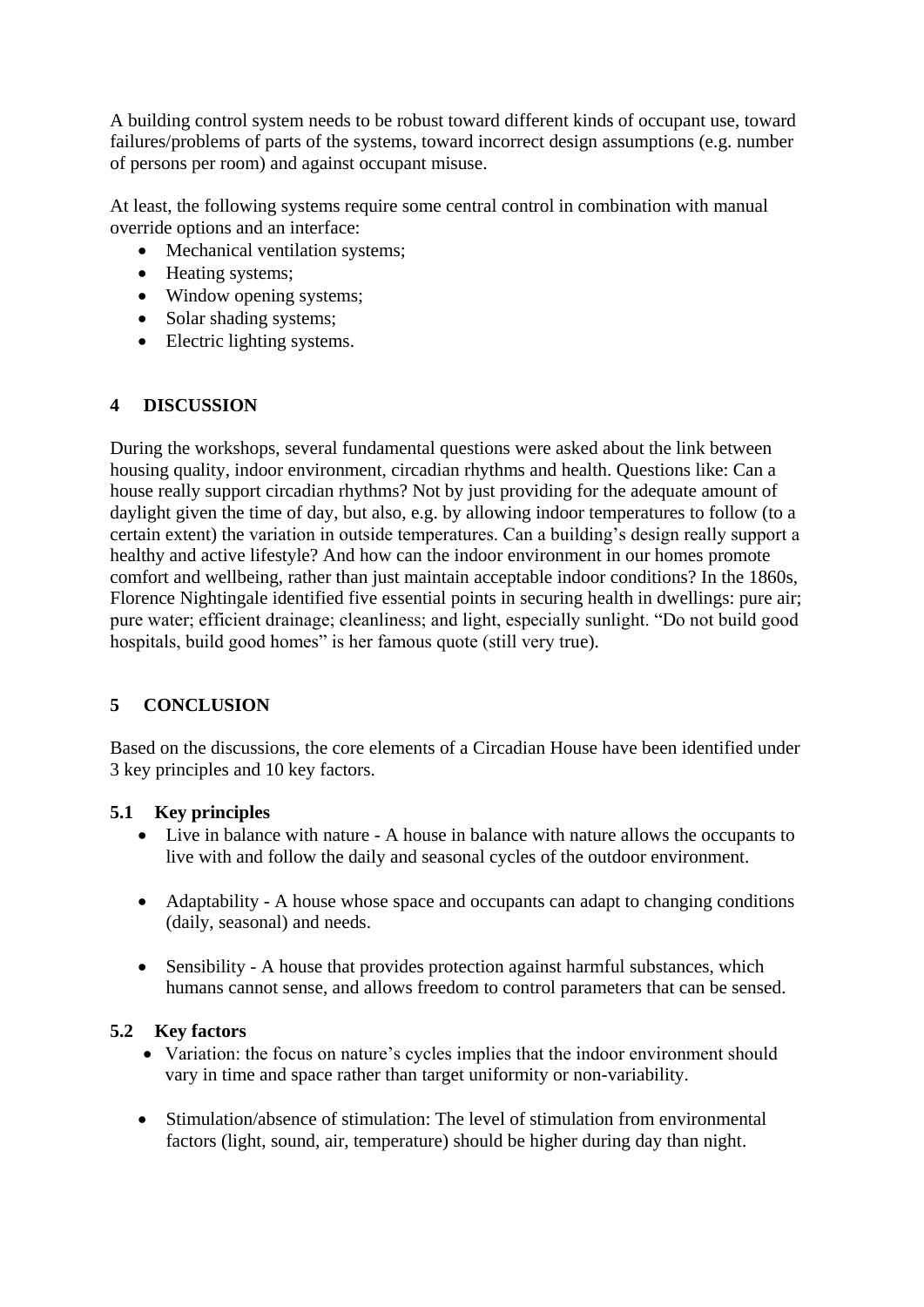A building control system needs to be robust toward different kinds of occupant use, toward failures/problems of parts of the systems, toward incorrect design assumptions (e.g. number of persons per room) and against occupant misuse.

At least, the following systems require some central control in combination with manual override options and an interface:

- Mechanical ventilation systems;
- Heating systems;
- Window opening systems;
- Solar shading systems;
- Electric lighting systems.

## 4 DISCUSSION

During the workshops, several fundamental questions were asked about the link between housing quality, indoor environment, circadian rhythms and health. Questions like: Can a house really support circadian rhythms? Not by just providing for the adequate amount of daylight given the time of day, but also, e.g. by allowing indoor temperatures to follow (to a certain extent) the variation in outside temperatures. Can a building's design really support a healthy and active lifestyle? And how can the indoor environment in our homes promote comfort and wellbeing, rather than just maintain acceptable indoor conditions? In the 1860s, Florence Nightingale identified five essential points in securing health in dwellings: pure air; pure water; efficient drainage; cleanliness; and light, especially sunlight. "Do not build good hospitals, build good homes" is her famous quote (still very true).

## 5 CONCLUSION

Based on the discussions, the core elements of a Circadian House have been identified under 3 key principles and 10 key factors.

### 5.1 Key principles

- Live in balance with nature - A house in balance with nature allows the occupants to live with and follow the daily and seasonal cycles of the outdoor environment.
- Adaptability - A house whose space and occupants can adapt to changing conditions (daily, seasonal) and needs.
- Sensibility - A house that provides protection against harmful substances, which humans cannot sense, and allows freedom to control parameters that can be sensed.

### 5.2 Key factors

- Variation: the focus on nature's cycles implies that the indoor environment should vary in time and space rather than target uniformity or non-variability.
- Stimulation/absence of stimulation: The level of stimulation from environmental factors (light, sound, air, temperature) should be higher during day than night.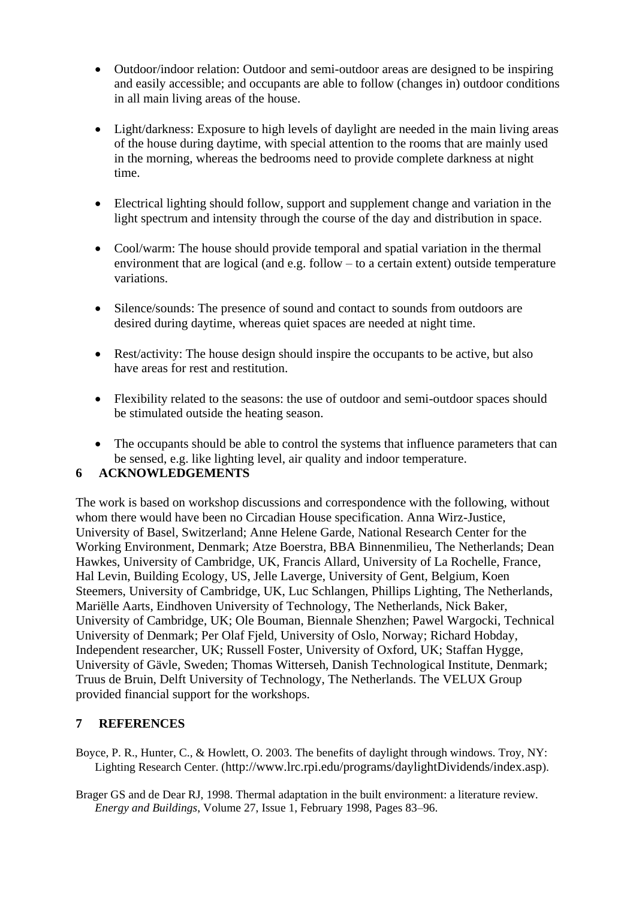- Outdoor/indoor relation: Outdoor and semi-outdoor areas are designed to be inspiring and easily accessible; and occupants are able to follow (changes in) outdoor conditions in all main living areas of the house.

- Light/darkness: Exposure to high levels of daylight are needed in the main living areas of the house during daytime, with special attention to the rooms that are mainly used in the morning, whereas the bedrooms need to provide complete darkness at night time.

- Electrical lighting should follow, support and supplement change and variation in the light spectrum and intensity through the course of the day and distribution in space.

- Cool/warm: The house should provide temporal and spatial variation in the thermal environment that are logical (and e.g. follow – to a certain extent) outside temperature variations.

- Silence/sounds: The presence of sound and contact to sounds from outdoors are desired during daytime, whereas quiet spaces are needed at night time.

- Rest/activity: The house design should inspire the occupants to be active, but also have areas for rest and restitution.

- Flexibility related to the seasons: the use of outdoor and semi-outdoor spaces should be stimulated outside the heating season.

- The occupants should be able to control the systems that influence parameters that can be sensed, e.g. like lighting level, air quality and indoor temperature.

## 6 ACKNOWLEDGEMENTS

The work is based on workshop discussions and correspondence with the following, without whom there would have been no Circadian House specification. Anna Wirz-Justice, University of Basel, Switzerland; Anne Helene Garde, National Research Center for the Working Environment, Denmark; Atze Boerstra, BBA Binnenmilieu, The Netherlands; Dean Hawkes, University of Cambridge, UK, Francis Allard, University of La Rochelle, France, Hal Levin, Building Ecology, US, Jelle Laverge, University of Gent, Belgium, Koen Steemers, University of Cambridge, UK, Luc Schlangen, Phillips Lighting, The Netherlands, Mariëlle Aarts, Eindhoven University of Technology, The Netherlands, Nick Baker, University of Cambridge, UK; Ole Bouman, Biennale Shenzhen; Pawel Wargocki, Technical University of Denmark; Per Olaf Fjeld, University of Oslo, Norway; Richard Hobday, Independent researcher, UK; Russell Foster, University of Oxford, UK; Staffan Hygge, University of Gävle, Sweden; Thomas Witterseh, Danish Technological Institute, Denmark; Truus de Bruin, Delft University of Technology, The Netherlands. The VELUX Group provided financial support for the workshops.

## 7 REFERENCES

Boyce, P. R., Hunter, C., & Howlett, O. 2003. The benefits of daylight through windows. Troy, NY: Lighting Research Center. (http://www.lrc.rpi.edu/programs/daylightDividends/index.asp).

Brager GS and de Dear RJ, 1998. Thermal adaptation in the built environment: a literature review. *Energy and Buildings*, Volume 27, Issue 1, February 1998, Pages 83–96.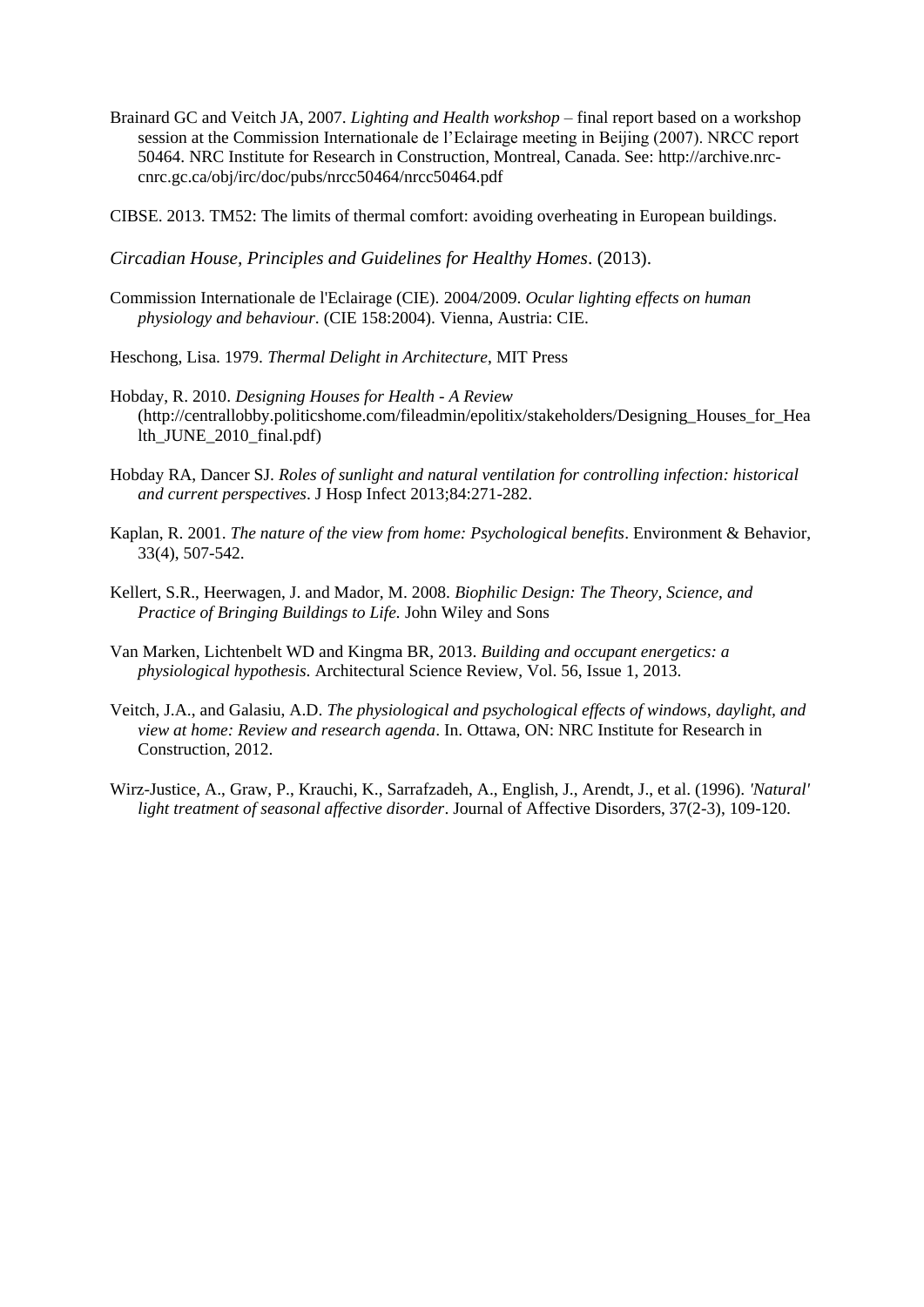Brainard GC and Veitch JA, 2007. *Lighting and Health workshop* – final report based on a workshop session at the Commission Internationale de l'Eclairage meeting in Beijing (2007). NRCC report 50464. NRC Institute for Research in Construction, Montreal, Canada. See: http://archive.nrc-cnrc.gc.ca/obj/irc/doc/pubs/nrcc50464/nrcc50464.pdf

CIBSE. 2013. TM52: The limits of thermal comfort: avoiding overheating in European buildings.

*Circadian House, Principles and Guidelines for Healthy Homes*. (2013).

Commission Internationale de l'Eclairage (CIE). 2004/2009. *Ocular lighting effects on human physiology and behaviour*. (CIE 158:2004). Vienna, Austria: CIE.

Heschong, Lisa. 1979. *Thermal Delight in Architecture*, MIT Press

Hobday, R. 2010. *Designing Houses for Health - A Review* (http://centrallobby.politicshome.com/fileadmin/epolitix/stakeholders/Designing_Houses_for_Health_JUNE_2010_final.pdf)

Hobday RA, Dancer SJ. *Roles of sunlight and natural ventilation for controlling infection: historical and current perspectives*. J Hosp Infect 2013;84:271-282.

Kaplan, R. 2001. *The nature of the view from home: Psychological benefits*. Environment & Behavior, 33(4), 507-542.

Kellert, S.R., Heerwagen, J. and Mador, M. 2008. *Biophilic Design: The Theory, Science, and Practice of Bringing Buildings to Life.* John Wiley and Sons

Van Marken, Lichtenbelt WD and Kingma BR, 2013. *Building and occupant energetics: a physiological hypothesis.* Architectural Science Review, Vol. 56, Issue 1, 2013.

Veitch, J.A., and Galasiu, A.D. *The physiological and psychological effects of windows, daylight, and view at home: Review and research agenda*. In. Ottawa, ON: NRC Institute for Research in Construction, 2012.

Wirz-Justice, A., Graw, P., Krauchi, K., Sarrafzadeh, A., English, J., Arendt, J., et al. (1996). *'Natural' light treatment of seasonal affective disorder*. Journal of Affective Disorders, 37(2-3), 109-120.